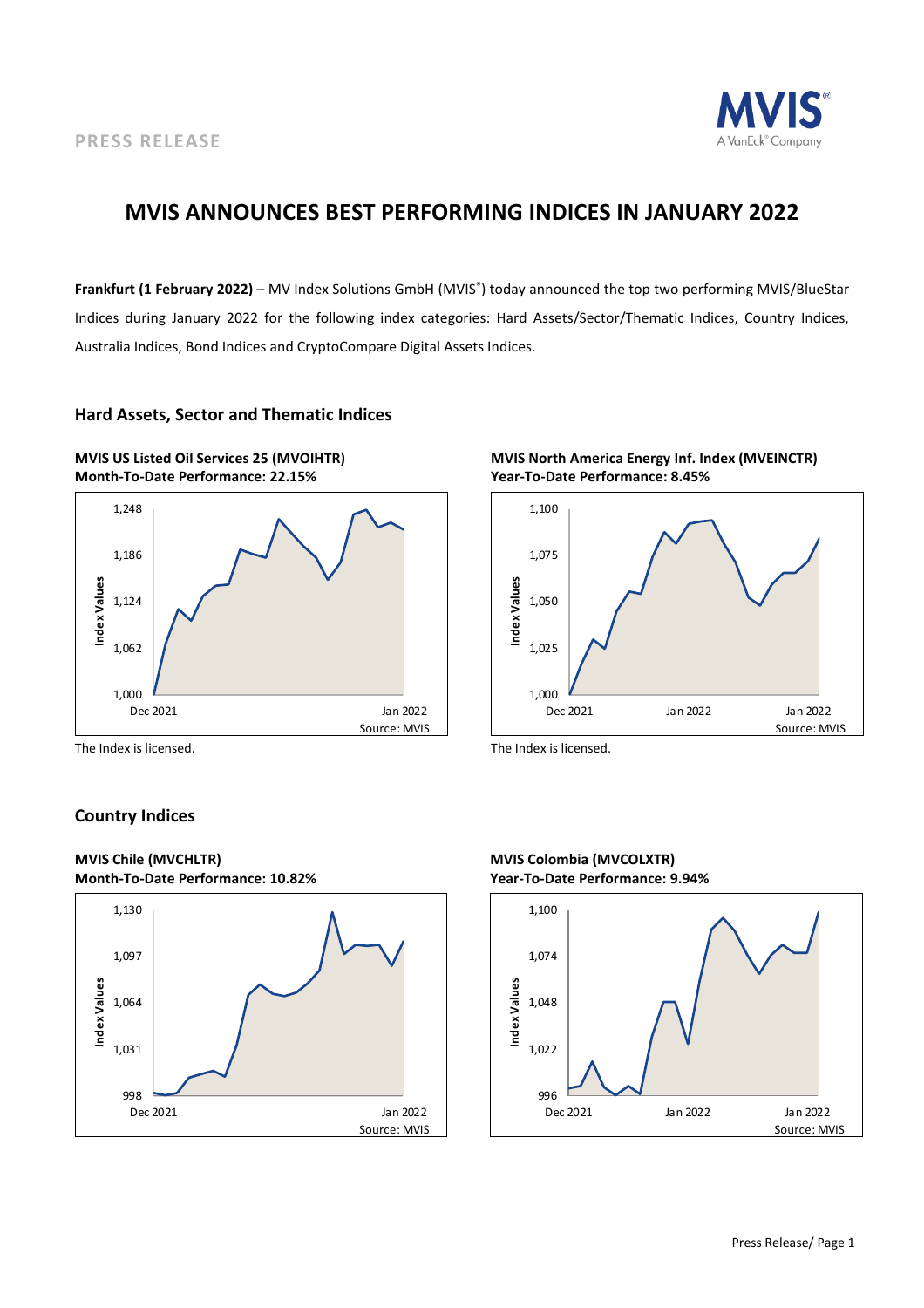PRESS RELEASE

# MVIS ANNOUNCES BEST PERFORMING INDICES IN JANUARY 2022

**Frankfurt (1 February 2022)** – MV Index Solutions GmbH (MVIS®) today announced the top two performing MVIS/BlueStar Indices during January 2022 for the following index categories: Hard Assets/Sector/Thematic Indices, Country Indices, Australia Indices, Bond Indices and CryptoCompare Digital Assets Indices.

## Hard Assets, Sector and Thematic Indices

**MVIS US Listed Oil Services 25 (MVOIHTR)**
**Month-To-Date Performance: 22.15%**

The Index is licensed.

**MVIS North America Energy Inf. Index (MVEINCTR)**
**Year-To-Date Performance: 8.45%**

The Index is licensed.

## Country Indices

**MVIS Chile (MVCHLTR)**
**Month-To-Date Performance: 10.82%**

**MVIS Colombia (MVCOLXTR)**
**Year-To-Date Performance: 9.94%**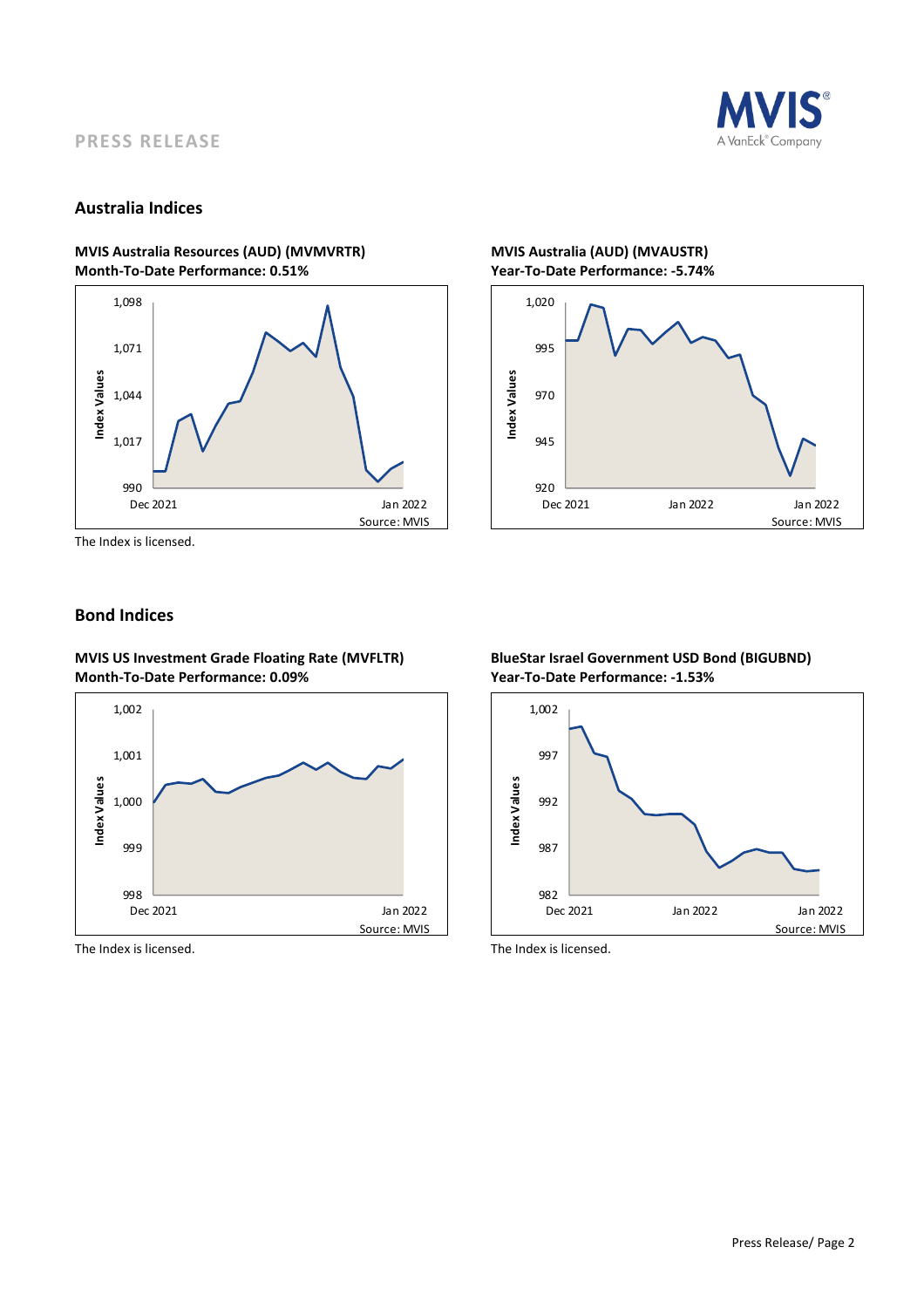PRESS RELEASE

## Australia Indices

**MVIS Australia Resources (AUD) (MVMVRTR)**
**Month-To-Date Performance: 0.51%**

The Index is licensed.

**MVIS Australia (AUD) (MVAUSTR)**
**Year-To-Date Performance: -5.74%**

## Bond Indices

**MVIS US Investment Grade Floating Rate (MVFLTR)**
**Month-To-Date Performance: 0.09%**

The Index is licensed.

**BlueStar Israel Government USD Bond (BIGUBND)**
**Year-To-Date Performance: -1.53%**

The Index is licensed.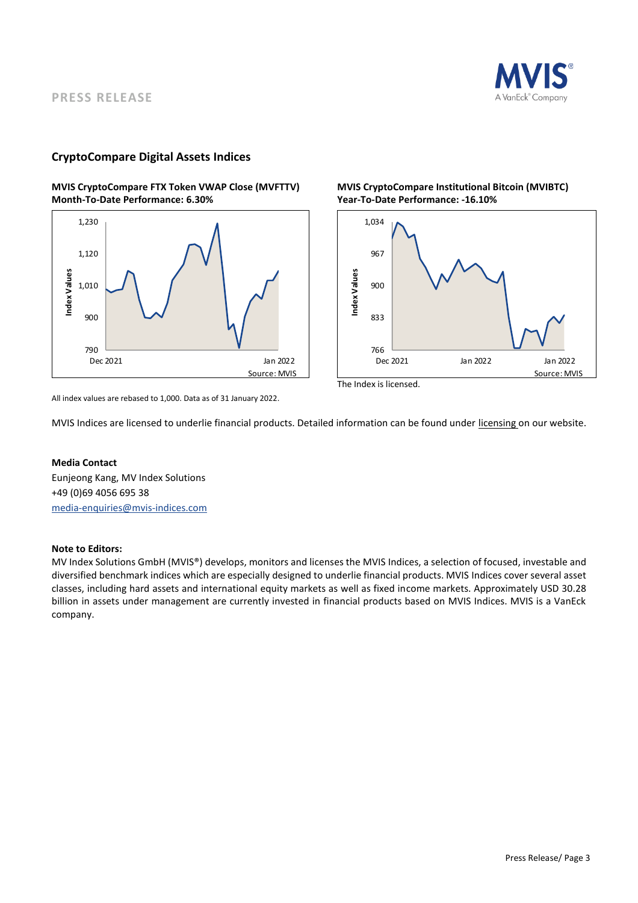PRESS RELEASE

## CryptoCompare Digital Assets Indices

**MVIS CryptoCompare FTX Token VWAP Close (MVFTTV)**
**Month-To-Date Performance: 6.30%**

1,230
1,120
1,010
900
790
Index Values
Dec 2021
Jan 2022
Source: MVIS

**MVIS CryptoCompare Institutional Bitcoin (MVIBTC)**
**Year-To-Date Performance: -16.10%**

1,034
967
900
833
766
Index Values
Dec 2021
Jan 2022
Jan 2022
Source: MVIS

The Index is licensed.

All index values are rebased to 1,000. Data as of 31 January 2022.

MVIS Indices are licensed to underlie financial products. Detailed information can be found under licensing on our website.

**Media Contact**
Eunjeong Kang, MV Index Solutions
+49 (0)69 4056 695 38
media-enquiries@mvis-indices.com

**Note to Editors:**
MV Index Solutions GmbH (MVIS®) develops, monitors and licenses the MVIS Indices, a selection of focused, investable and diversified benchmark indices which are especially designed to underlie financial products. MVIS Indices cover several asset classes, including hard assets and international equity markets as well as fixed income markets. Approximately USD 30.28 billion in assets under management are currently invested in financial products based on MVIS Indices. MVIS is a VanEck company.